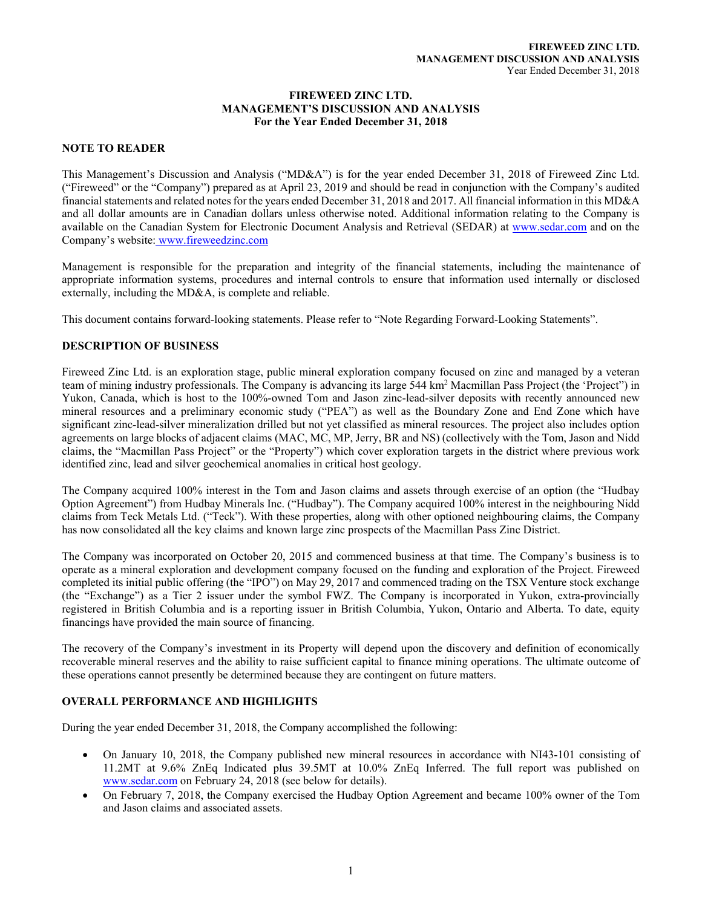# FIREWEED ZINC LTD.
## MANAGEMENT'S DISCUSSION AND ANALYSIS
### For the Year Ended December 31, 2018

## NOTE TO READER

This Management's Discussion and Analysis ("MD&A") is for the year ended December 31, 2018 of Fireweed Zinc Ltd. ("Fireweed" or the "Company") prepared as at April 23, 2019 and should be read in conjunction with the Company's audited financial statements and related notes for the years ended December 31, 2018 and 2017. All financial information in this MD&A and all dollar amounts are in Canadian dollars unless otherwise noted. Additional information relating to the Company is available on the Canadian System for Electronic Document Analysis and Retrieval (SEDAR) at www.sedar.com and on the Company's website: www.fireweedzinc.com

Management is responsible for the preparation and integrity of the financial statements, including the maintenance of appropriate information systems, procedures and internal controls to ensure that information used internally or disclosed externally, including the MD&A, is complete and reliable.

This document contains forward-looking statements. Please refer to "Note Regarding Forward-Looking Statements".

## DESCRIPTION OF BUSINESS

Fireweed Zinc Ltd. is an exploration stage, public mineral exploration company focused on zinc and managed by a veteran team of mining industry professionals. The Company is advancing its large 544 km$^2$ Macmillan Pass Project (the 'Project") in Yukon, Canada, which is host to the 100%-owned Tom and Jason zinc-lead-silver deposits with recently announced new mineral resources and a preliminary economic study ("PEA") as well as the Boundary Zone and End Zone which have significant zinc-lead-silver mineralization drilled but not yet classified as mineral resources. The project also includes option agreements on large blocks of adjacent claims (MAC, MC, MP, Jerry, BR and NS) (collectively with the Tom, Jason and Nidd claims, the "Macmillan Pass Project" or the "Property") which cover exploration targets in the district where previous work identified zinc, lead and silver geochemical anomalies in critical host geology.

The Company acquired 100% interest in the Tom and Jason claims and assets through exercise of an option (the "Hudbay Option Agreement") from Hudbay Minerals Inc. ("Hudbay"). The Company acquired 100% interest in the neighbouring Nidd claims from Teck Metals Ltd. ("Teck"). With these properties, along with other optioned neighbouring claims, the Company has now consolidated all the key claims and known large zinc prospects of the Macmillan Pass Zinc District.

The Company was incorporated on October 20, 2015 and commenced business at that time. The Company's business is to operate as a mineral exploration and development company focused on the funding and exploration of the Project. Fireweed completed its initial public offering (the "IPO") on May 29, 2017 and commenced trading on the TSX Venture stock exchange (the "Exchange") as a Tier 2 issuer under the symbol FWZ. The Company is incorporated in Yukon, extra-provincially registered in British Columbia and is a reporting issuer in British Columbia, Yukon, Ontario and Alberta. To date, equity financings have provided the main source of financing.

The recovery of the Company's investment in its Property will depend upon the discovery and definition of economically recoverable mineral reserves and the ability to raise sufficient capital to finance mining operations. The ultimate outcome of these operations cannot presently be determined because they are contingent on future matters.

## OVERALL PERFORMANCE AND HIGHLIGHTS

During the year ended December 31, 2018, the Company accomplished the following:

- On January 10, 2018, the Company published new mineral resources in accordance with NI43-101 consisting of 11.2MT at 9.6% ZnEq Indicated plus 39.5MT at 10.0% ZnEq Inferred. The full report was published on www.sedar.com on February 24, 2018 (see below for details).
- On February 7, 2018, the Company exercised the Hudbay Option Agreement and became 100% owner of the Tom and Jason claims and associated assets.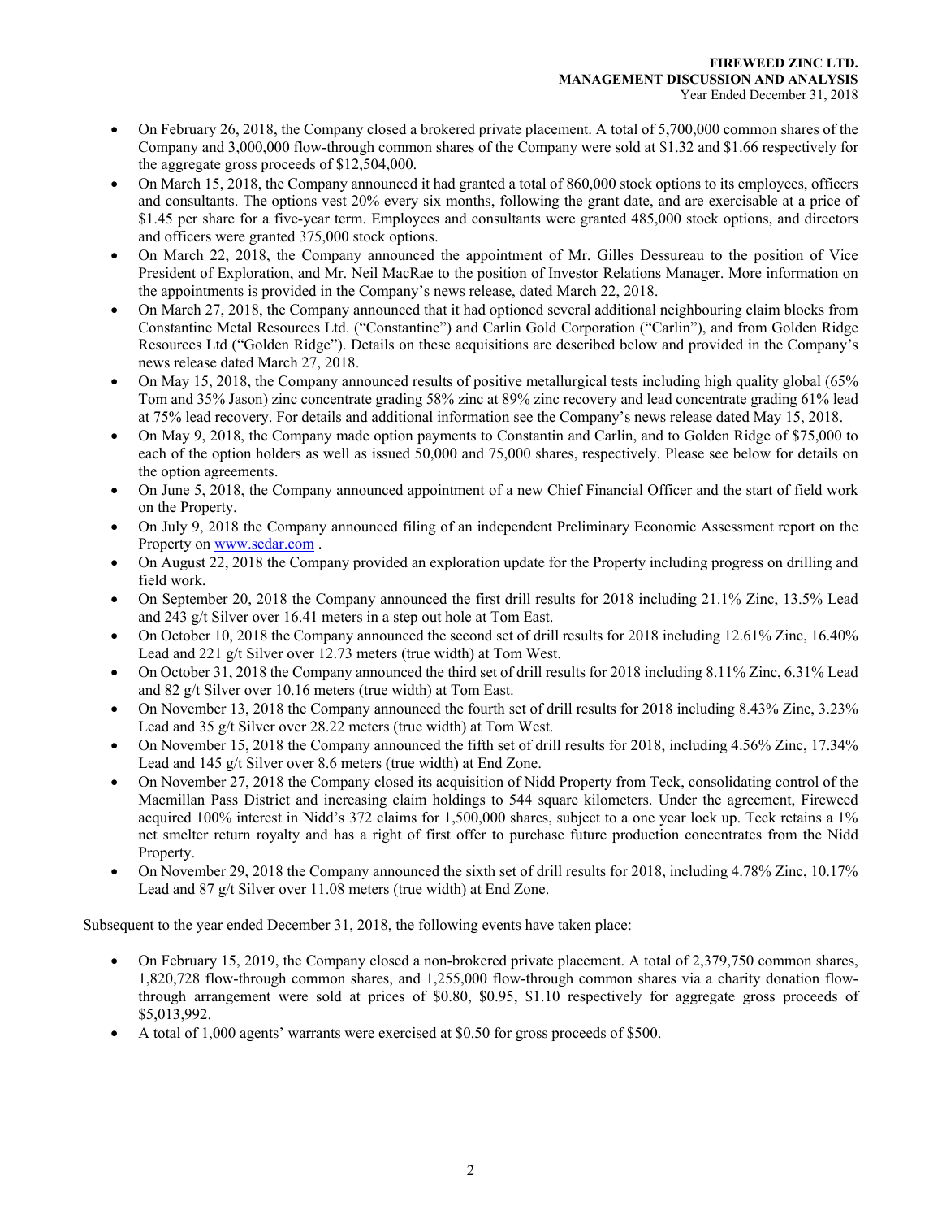- On February 26, 2018, the Company closed a brokered private placement. A total of 5,700,000 common shares of the Company and 3,000,000 flow-through common shares of the Company were sold at $1.32 and $1.66 respectively for the aggregate gross proceeds of $12,504,000.
- On March 15, 2018, the Company announced it had granted a total of 860,000 stock options to its employees, officers and consultants. The options vest 20% every six months, following the grant date, and are exercisable at a price of $1.45 per share for a five-year term. Employees and consultants were granted 485,000 stock options, and directors and officers were granted 375,000 stock options.
- On March 22, 2018, the Company announced the appointment of Mr. Gilles Dessureau to the position of Vice President of Exploration, and Mr. Neil MacRae to the position of Investor Relations Manager. More information on the appointments is provided in the Company's news release, dated March 22, 2018.
- On March 27, 2018, the Company announced that it had optioned several additional neighbouring claim blocks from Constantine Metal Resources Ltd. ("Constantine") and Carlin Gold Corporation ("Carlin"), and from Golden Ridge Resources Ltd ("Golden Ridge"). Details on these acquisitions are described below and provided in the Company's news release dated March 27, 2018.
- On May 15, 2018, the Company announced results of positive metallurgical tests including high quality global (65% Tom and 35% Jason) zinc concentrate grading 58% zinc at 89% zinc recovery and lead concentrate grading 61% lead at 75% lead recovery. For details and additional information see the Company's news release dated May 15, 2018.
- On May 9, 2018, the Company made option payments to Constantin and Carlin, and to Golden Ridge of $75,000 to each of the option holders as well as issued 50,000 and 75,000 shares, respectively. Please see below for details on the option agreements.
- On June 5, 2018, the Company announced appointment of a new Chief Financial Officer and the start of field work on the Property.
- On July 9, 2018 the Company announced filing of an independent Preliminary Economic Assessment report on the Property on www.sedar.com .
- On August 22, 2018 the Company provided an exploration update for the Property including progress on drilling and field work.
- On September 20, 2018 the Company announced the first drill results for 2018 including 21.1% Zinc, 13.5% Lead and 243 g/t Silver over 16.41 meters in a step out hole at Tom East.
- On October 10, 2018 the Company announced the second set of drill results for 2018 including 12.61% Zinc, 16.40% Lead and 221 g/t Silver over 12.73 meters (true width) at Tom West.
- On October 31, 2018 the Company announced the third set of drill results for 2018 including 8.11% Zinc, 6.31% Lead and 82 g/t Silver over 10.16 meters (true width) at Tom East.
- On November 13, 2018 the Company announced the fourth set of drill results for 2018 including 8.43% Zinc, 3.23% Lead and 35 g/t Silver over 28.22 meters (true width) at Tom West.
- On November 15, 2018 the Company announced the fifth set of drill results for 2018, including 4.56% Zinc, 17.34% Lead and 145 g/t Silver over 8.6 meters (true width) at End Zone.
- On November 27, 2018 the Company closed its acquisition of Nidd Property from Teck, consolidating control of the Macmillan Pass District and increasing claim holdings to 544 square kilometers. Under the agreement, Fireweed acquired 100% interest in Nidd's 372 claims for 1,500,000 shares, subject to a one year lock up. Teck retains a 1% net smelter return royalty and has a right of first offer to purchase future production concentrates from the Nidd Property.
- On November 29, 2018 the Company announced the sixth set of drill results for 2018, including 4.78% Zinc, 10.17% Lead and 87 g/t Silver over 11.08 meters (true width) at End Zone.

Subsequent to the year ended December 31, 2018, the following events have taken place:

- On February 15, 2019, the Company closed a non-brokered private placement. A total of 2,379,750 common shares, 1,820,728 flow-through common shares, and 1,255,000 flow-through common shares via a charity donation flow-through arrangement were sold at prices of $0.80, $0.95, $1.10 respectively for aggregate gross proceeds of $5,013,992.
- A total of 1,000 agents' warrants were exercised at $0.50 for gross proceeds of $500.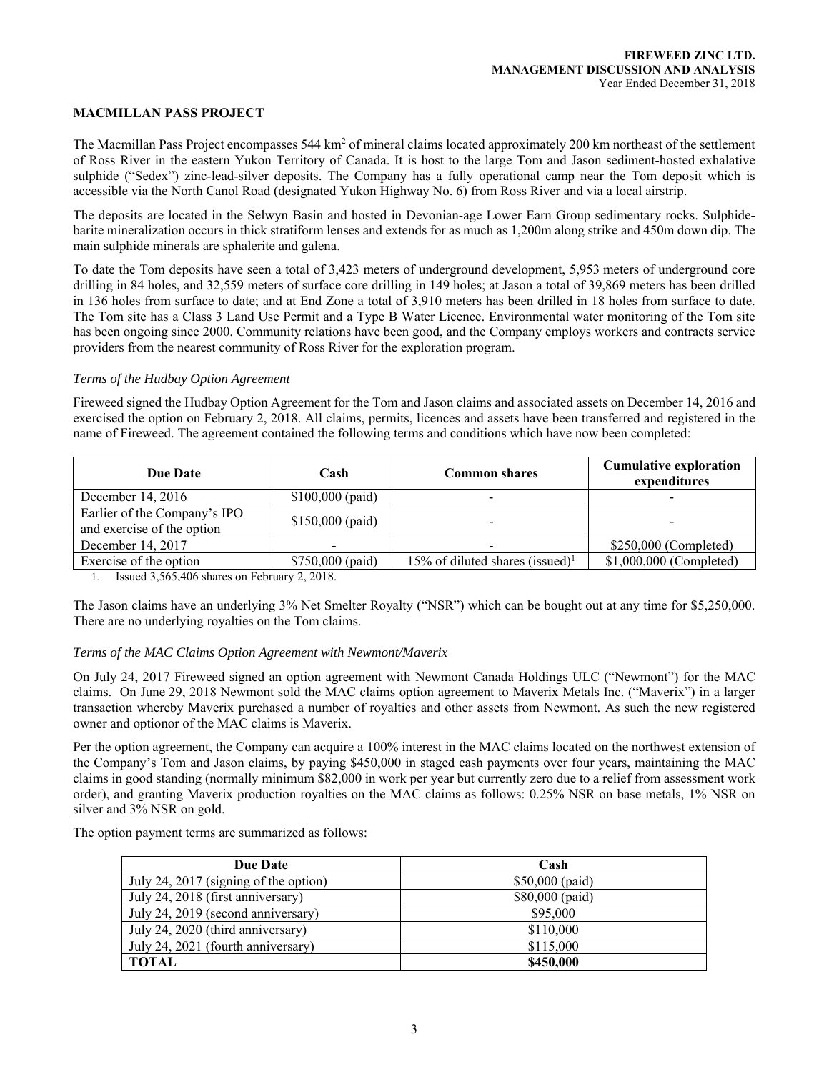## MACMILLAN PASS PROJECT

The Macmillan Pass Project encompasses 544 km$^2$ of mineral claims located approximately 200 km northeast of the settlement of Ross River in the eastern Yukon Territory of Canada. It is host to the large Tom and Jason sediment-hosted exhalative sulphide ("Sedex") zinc-lead-silver deposits. The Company has a fully operational camp near the Tom deposit which is accessible via the North Canol Road (designated Yukon Highway No. 6) from Ross River and via a local airstrip.

The deposits are located in the Selwyn Basin and hosted in Devonian-age Lower Earn Group sedimentary rocks. Sulphide-barite mineralization occurs in thick stratiform lenses and extends for as much as 1,200m along strike and 450m down dip. The main sulphide minerals are sphalerite and galena.

To date the Tom deposits have seen a total of 3,423 meters of underground development, 5,953 meters of underground core drilling in 84 holes, and 32,559 meters of surface core drilling in 149 holes; at Jason a total of 39,869 meters has been drilled in 136 holes from surface to date; and at End Zone a total of 3,910 meters has been drilled in 18 holes from surface to date. The Tom site has a Class 3 Land Use Permit and a Type B Water Licence. Environmental water monitoring of the Tom site has been ongoing since 2000. Community relations have been good, and the Company employs workers and contracts service providers from the nearest community of Ross River for the exploration program.

*Terms of the Hudbay Option Agreement*

Fireweed signed the Hudbay Option Agreement for the Tom and Jason claims and associated assets on December 14, 2016 and exercised the option on February 2, 2018. All claims, permits, licences and assets have been transferred and registered in the name of Fireweed. The agreement contained the following terms and conditions which have now been completed:

| Due Date | Cash | Common shares | Cumulative exploration expenditures |
|---|---|---|---|
| December 14, 2016 | $100,000 (paid) | - | - |
| Earlier of the Company's IPO and exercise of the option | $150,000 (paid) | - | - |
| December 14, 2017 | - | - | $250,000 (Completed) |
| Exercise of the option | $750,000 (paid) | 15% of diluted shares (issued)[1] | $1,000,000 (Completed) |

1. Issued 3,565,406 shares on February 2, 2018.

The Jason claims have an underlying 3% Net Smelter Royalty ("NSR") which can be bought out at any time for $5,250,000. There are no underlying royalties on the Tom claims.

*Terms of the MAC Claims Option Agreement with Newmont/Maverix*

On July 24, 2017 Fireweed signed an option agreement with Newmont Canada Holdings ULC ("Newmont") for the MAC claims. On June 29, 2018 Newmont sold the MAC claims option agreement to Maverix Metals Inc. ("Maverix") in a larger transaction whereby Maverix purchased a number of royalties and other assets from Newmont. As such the new registered owner and optionor of the MAC claims is Maverix.

Per the option agreement, the Company can acquire a 100% interest in the MAC claims located on the northwest extension of the Company's Tom and Jason claims, by paying $450,000 in staged cash payments over four years, maintaining the MAC claims in good standing (normally minimum $82,000 in work per year but currently zero due to a relief from assessment work order), and granting Maverix production royalties on the MAC claims as follows: 0.25% NSR on base metals, 1% NSR on silver and 3% NSR on gold.

The option payment terms are summarized as follows:

| Due Date | Cash |
|---|---|
| July 24, 2017 (signing of the option) | $50,000 (paid) |
| July 24, 2018 (first anniversary) | $80,000 (paid) |
| July 24, 2019 (second anniversary) | $95,000 |
| July 24, 2020 (third anniversary) | $110,000 |
| July 24, 2021 (fourth anniversary) | $115,000 |
| **TOTAL** | **$450,000** |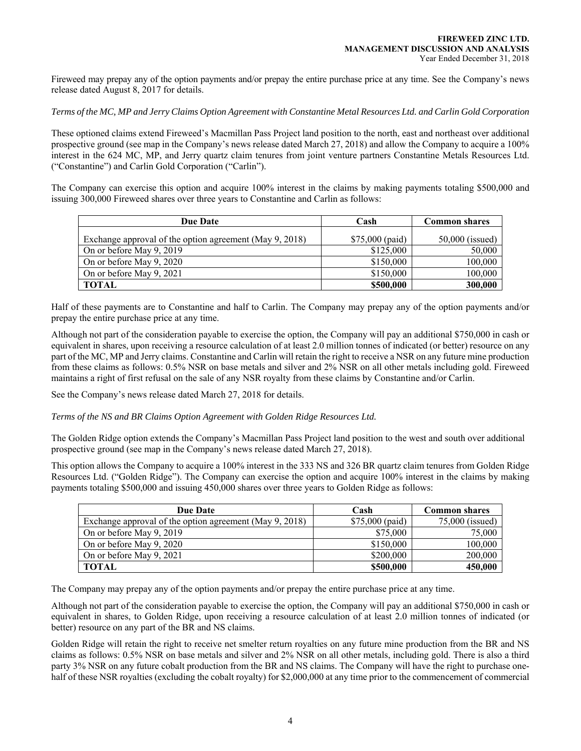Fireweed may prepay any of the option payments and/or prepay the entire purchase price at any time. See the Company's news release dated August 8, 2017 for details.

*Terms of the MC, MP and Jerry Claims Option Agreement with Constantine Metal Resources Ltd. and Carlin Gold Corporation*

These optioned claims extend Fireweed's Macmillan Pass Project land position to the north, east and northeast over additional prospective ground (see map in the Company's news release dated March 27, 2018) and allow the Company to acquire a 100% interest in the 624 MC, MP, and Jerry quartz claim tenures from joint venture partners Constantine Metals Resources Ltd. ("Constantine") and Carlin Gold Corporation ("Carlin").

The Company can exercise this option and acquire 100% interest in the claims by making payments totaling $500,000 and issuing 300,000 Fireweed shares over three years to Constantine and Carlin as follows:

| Due Date | Cash | Common shares |
|---|---|---|
| Exchange approval of the option agreement (May 9, 2018) | $75,000 (paid) | 50,000 (issued) |
| On or before May 9, 2019 | $125,000 | 50,000 |
| On or before May 9, 2020 | $150,000 | 100,000 |
| On or before May 9, 2021 | $150,000 | 100,000 |
| **TOTAL** | **$500,000** | **300,000** |

Half of these payments are to Constantine and half to Carlin. The Company may prepay any of the option payments and/or prepay the entire purchase price at any time.

Although not part of the consideration payable to exercise the option, the Company will pay an additional $750,000 in cash or equivalent in shares, upon receiving a resource calculation of at least 2.0 million tonnes of indicated (or better) resource on any part of the MC, MP and Jerry claims. Constantine and Carlin will retain the right to receive a NSR on any future mine production from these claims as follows: 0.5% NSR on base metals and silver and 2% NSR on all other metals including gold. Fireweed maintains a right of first refusal on the sale of any NSR royalty from these claims by Constantine and/or Carlin.

See the Company's news release dated March 27, 2018 for details.

*Terms of the NS and BR Claims Option Agreement with Golden Ridge Resources Ltd.*

The Golden Ridge option extends the Company's Macmillan Pass Project land position to the west and south over additional prospective ground (see map in the Company's news release dated March 27, 2018).

This option allows the Company to acquire a 100% interest in the 333 NS and 326 BR quartz claim tenures from Golden Ridge Resources Ltd. ("Golden Ridge"). The Company can exercise the option and acquire 100% interest in the claims by making payments totaling $500,000 and issuing 450,000 shares over three years to Golden Ridge as follows:

| Due Date | Cash | Common shares |
|---|---|---|
| Exchange approval of the option agreement (May 9, 2018) | $75,000 (paid) | 75,000 (issued) |
| On or before May 9, 2019 | $75,000 | 75,000 |
| On or before May 9, 2020 | $150,000 | 100,000 |
| On or before May 9, 2021 | $200,000 | 200,000 |
| **TOTAL** | **$500,000** | **450,000** |

The Company may prepay any of the option payments and/or prepay the entire purchase price at any time.

Although not part of the consideration payable to exercise the option, the Company will pay an additional $750,000 in cash or equivalent in shares, to Golden Ridge, upon receiving a resource calculation of at least 2.0 million tonnes of indicated (or better) resource on any part of the BR and NS claims.

Golden Ridge will retain the right to receive net smelter return royalties on any future mine production from the BR and NS claims as follows: 0.5% NSR on base metals and silver and 2% NSR on all other metals, including gold. There is also a third party 3% NSR on any future cobalt production from the BR and NS claims. The Company will have the right to purchase one-half of these NSR royalties (excluding the cobalt royalty) for $2,000,000 at any time prior to the commencement of commercial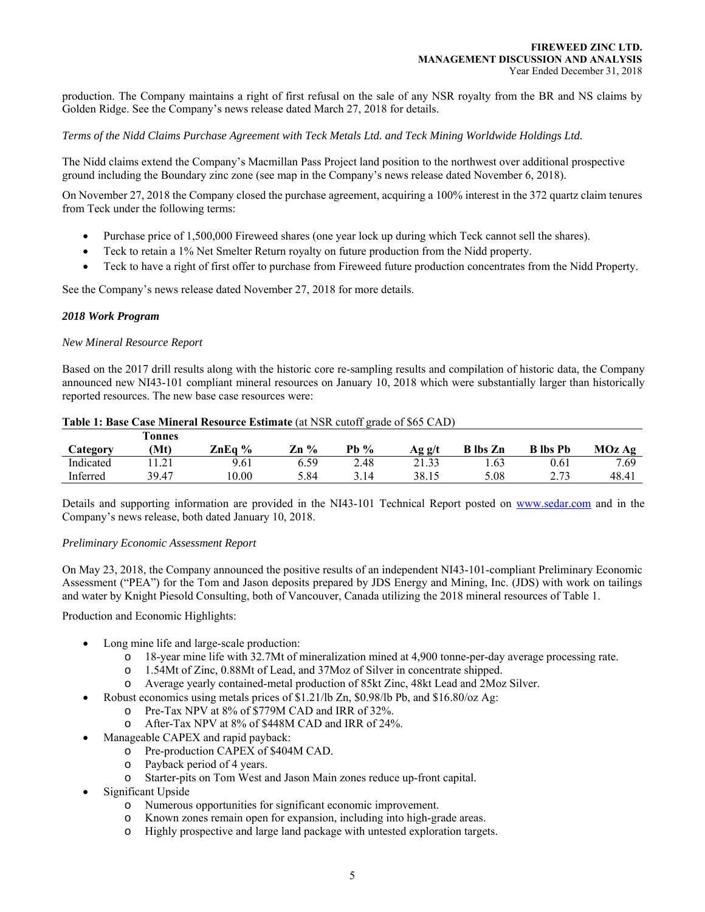production. The Company maintains a right of first refusal on the sale of any NSR royalty from the BR and NS claims by Golden Ridge. See the Company's news release dated March 27, 2018 for details.

*Terms of the Nidd Claims Purchase Agreement with Teck Metals Ltd. and Teck Mining Worldwide Holdings Ltd.*

The Nidd claims extend the Company's Macmillan Pass Project land position to the northwest over additional prospective ground including the Boundary zinc zone (see map in the Company's news release dated November 6, 2018).

On November 27, 2018 the Company closed the purchase agreement, acquiring a 100% interest in the 372 quartz claim tenures from Teck under the following terms:

- Purchase price of 1,500,000 Fireweed shares (one year lock up during which Teck cannot sell the shares).
- Teck to retain a 1% Net Smelter Return royalty on future production from the Nidd property.
- Teck to have a right of first offer to purchase from Fireweed future production concentrates from the Nidd Property.

See the Company's news release dated November 27, 2018 for more details.

***2018 Work Program***

*New Mineral Resource Report*

Based on the 2017 drill results along with the historic core re-sampling results and compilation of historic data, the Company announced new NI43-101 compliant mineral resources on January 10, 2018 which were substantially larger than historically reported resources. The new base case resources were:

**Table 1: Base Case Mineral Resource Estimate** (at NSR cutoff grade of $65 CAD)

| Category | Tonnes (Mt) | ZnEq % | Zn % | Pb % | Ag g/t | B lbs Zn | B lbs Pb | MOz Ag |
|---|---|---|---|---|---|---|---|---|
| Indicated | 11.21 | 9.61 | 6.59 | 2.48 | 21.33 | 1.63 | 0.61 | 7.69 |
| Inferred | 39.47 | 10.00 | 5.84 | 3.14 | 38.15 | 5.08 | 2.73 | 48.41 |

Details and supporting information are provided in the NI43-101 Technical Report posted on www.sedar.com and in the Company's news release, both dated January 10, 2018.

*Preliminary Economic Assessment Report*

On May 23, 2018, the Company announced the positive results of an independent NI43-101-compliant Preliminary Economic Assessment ("PEA") for the Tom and Jason deposits prepared by JDS Energy and Mining, Inc. (JDS) with work on tailings and water by Knight Piesold Consulting, both of Vancouver, Canada utilizing the 2018 mineral resources of Table 1.

Production and Economic Highlights:

- Long mine life and large-scale production:
  - 18-year mine life with 32.7Mt of mineralization mined at 4,900 tonne-per-day average processing rate.
  - 1.54Mt of Zinc, 0.88Mt of Lead, and 37Moz of Silver in concentrate shipped.
  - Average yearly contained-metal production of 85kt Zinc, 48kt Lead and 2Moz Silver.
- Robust economics using metals prices of $1.21/lb Zn, $0.98/lb Pb, and $16.80/oz Ag:
  - Pre-Tax NPV at 8% of $779M CAD and IRR of 32%.
  - After-Tax NPV at 8% of $448M CAD and IRR of 24%.
- Manageable CAPEX and rapid payback:
  - Pre-production CAPEX of $404M CAD.
  - Payback period of 4 years.
  - Starter-pits on Tom West and Jason Main zones reduce up-front capital.
- Significant Upside
  - Numerous opportunities for significant economic improvement.
  - Known zones remain open for expansion, including into high-grade areas.
  - Highly prospective and large land package with untested exploration targets.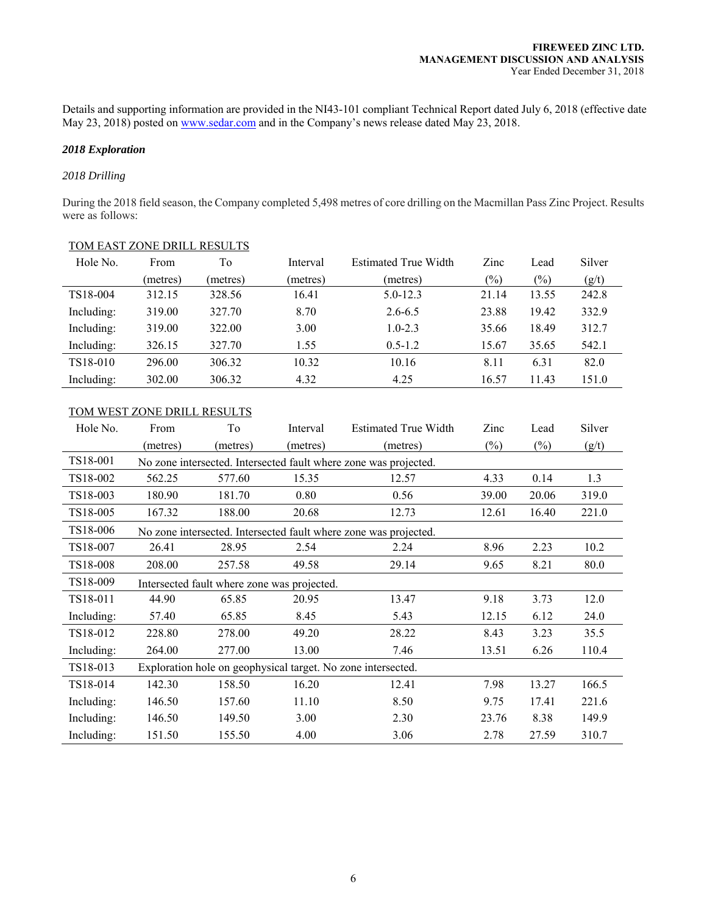Details and supporting information are provided in the NI43-101 compliant Technical Report dated July 6, 2018 (effective date May 23, 2018) posted on www.sedar.com and in the Company's news release dated May 23, 2018.

### *2018 Exploration*

*2018 Drilling*

During the 2018 field season, the Company completed 5,498 metres of core drilling on the Macmillan Pass Zinc Project. Results were as follows:

TOM EAST ZONE DRILL RESULTS

| Hole No. | From (metres) | To (metres) | Interval (metres) | Estimated True Width (metres) | Zinc (%) | Lead (%) | Silver (g/t) |
|---|---|---|---|---|---|---|---|
| TS18-004 | 312.15 | 328.56 | 16.41 | 5.0-12.3 | 21.14 | 13.55 | 242.8 |
| Including: | 319.00 | 327.70 | 8.70 | 2.6-6.5 | 23.88 | 19.42 | 332.9 |
| Including: | 319.00 | 322.00 | 3.00 | 1.0-2.3 | 35.66 | 18.49 | 312.7 |
| Including: | 326.15 | 327.70 | 1.55 | 0.5-1.2 | 15.67 | 35.65 | 542.1 |
| TS18-010 | 296.00 | 306.32 | 10.32 | 10.16 | 8.11 | 6.31 | 82.0 |
| Including: | 302.00 | 306.32 | 4.32 | 4.25 | 16.57 | 11.43 | 151.0 |

TOM WEST ZONE DRILL RESULTS

| Hole No. | From (metres) | To (metres) | Interval (metres) | Estimated True Width (metres) | Zinc (%) | Lead (%) | Silver (g/t) |
|---|---|---|---|---|---|---|---|
| TS18-001 | No zone intersected. Intersected fault where zone was projected. | | | | | | |
| TS18-002 | 562.25 | 577.60 | 15.35 | 12.57 | 4.33 | 0.14 | 1.3 |
| TS18-003 | 180.90 | 181.70 | 0.80 | 0.56 | 39.00 | 20.06 | 319.0 |
| TS18-005 | 167.32 | 188.00 | 20.68 | 12.73 | 12.61 | 16.40 | 221.0 |
| TS18-006 | No zone intersected. Intersected fault where zone was projected. | | | | | | |
| TS18-007 | 26.41 | 28.95 | 2.54 | 2.24 | 8.96 | 2.23 | 10.2 |
| TS18-008 | 208.00 | 257.58 | 49.58 | 29.14 | 9.65 | 8.21 | 80.0 |
| TS18-009 | Intersected fault where zone was projected. | | | | | | |
| TS18-011 | 44.90 | 65.85 | 20.95 | 13.47 | 9.18 | 3.73 | 12.0 |
| Including: | 57.40 | 65.85 | 8.45 | 5.43 | 12.15 | 6.12 | 24.0 |
| TS18-012 | 228.80 | 278.00 | 49.20 | 28.22 | 8.43 | 3.23 | 35.5 |
| Including: | 264.00 | 277.00 | 13.00 | 7.46 | 13.51 | 6.26 | 110.4 |
| TS18-013 | Exploration hole on geophysical target. No zone intersected. | | | | | | |
| TS18-014 | 142.30 | 158.50 | 16.20 | 12.41 | 7.98 | 13.27 | 166.5 |
| Including: | 146.50 | 157.60 | 11.10 | 8.50 | 9.75 | 17.41 | 221.6 |
| Including: | 146.50 | 149.50 | 3.00 | 2.30 | 23.76 | 8.38 | 149.9 |
| Including: | 151.50 | 155.50 | 4.00 | 3.06 | 2.78 | 27.59 | 310.7 |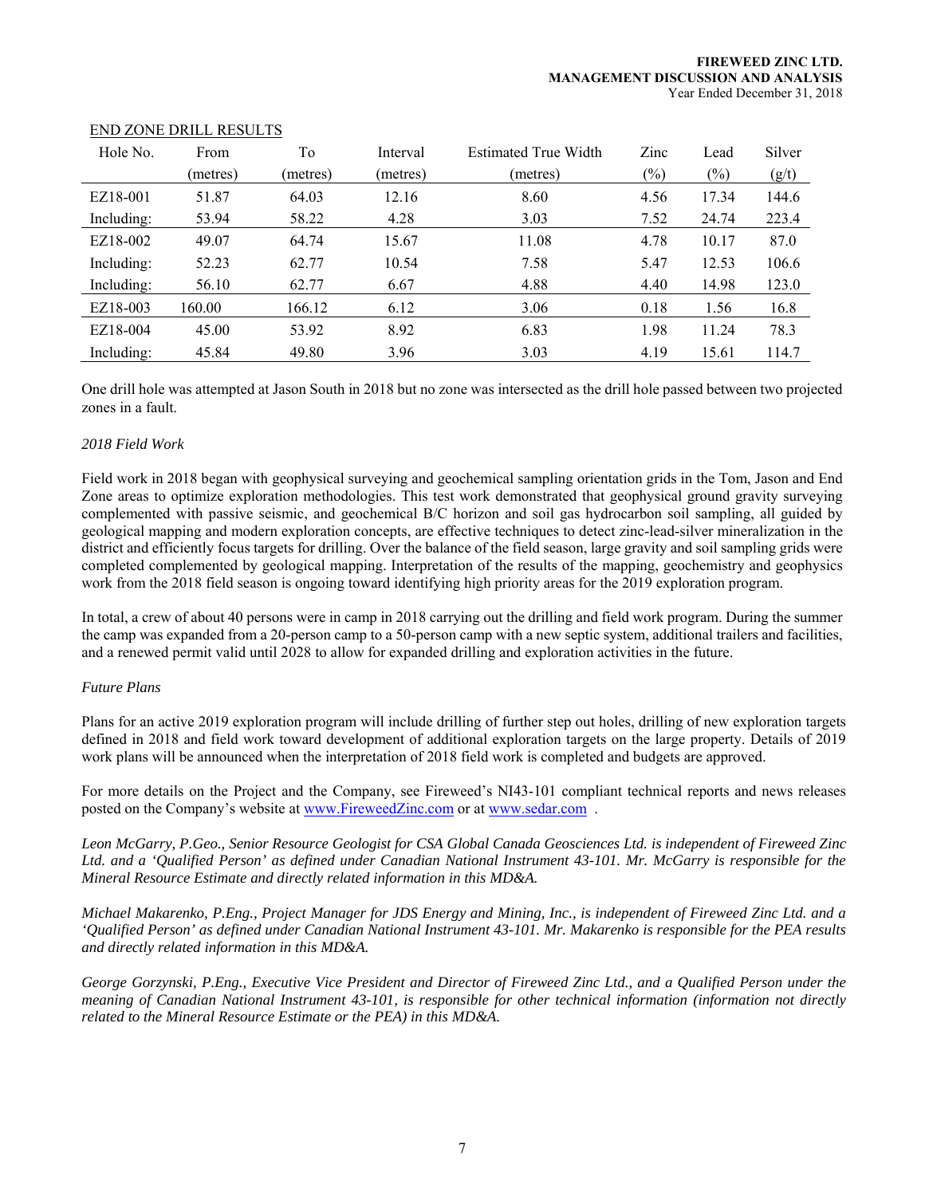END ZONE DRILL RESULTS

| Hole No. | From (metres) | To (metres) | Interval (metres) | Estimated True Width (metres) | Zinc (%) | Lead (%) | Silver (g/t) |
|---|---|---|---|---|---|---|---|
| EZ18-001 | 51.87 | 64.03 | 12.16 | 8.60 | 4.56 | 17.34 | 144.6 |
| Including: | 53.94 | 58.22 | 4.28 | 3.03 | 7.52 | 24.74 | 223.4 |
| EZ18-002 | 49.07 | 64.74 | 15.67 | 11.08 | 4.78 | 10.17 | 87.0 |
| Including: | 52.23 | 62.77 | 10.54 | 7.58 | 5.47 | 12.53 | 106.6 |
| Including: | 56.10 | 62.77 | 6.67 | 4.88 | 4.40 | 14.98 | 123.0 |
| EZ18-003 | 160.00 | 166.12 | 6.12 | 3.06 | 0.18 | 1.56 | 16.8 |
| EZ18-004 | 45.00 | 53.92 | 8.92 | 6.83 | 1.98 | 11.24 | 78.3 |
| Including: | 45.84 | 49.80 | 3.96 | 3.03 | 4.19 | 15.61 | 114.7 |

One drill hole was attempted at Jason South in 2018 but no zone was intersected as the drill hole passed between two projected zones in a fault.

*2018 Field Work*

Field work in 2018 began with geophysical surveying and geochemical sampling orientation grids in the Tom, Jason and End Zone areas to optimize exploration methodologies. This test work demonstrated that geophysical ground gravity surveying complemented with passive seismic, and geochemical B/C horizon and soil gas hydrocarbon soil sampling, all guided by geological mapping and modern exploration concepts, are effective techniques to detect zinc-lead-silver mineralization in the district and efficiently focus targets for drilling. Over the balance of the field season, large gravity and soil sampling grids were completed complemented by geological mapping. Interpretation of the results of the mapping, geochemistry and geophysics work from the 2018 field season is ongoing toward identifying high priority areas for the 2019 exploration program.

In total, a crew of about 40 persons were in camp in 2018 carrying out the drilling and field work program. During the summer the camp was expanded from a 20-person camp to a 50-person camp with a new septic system, additional trailers and facilities, and a renewed permit valid until 2028 to allow for expanded drilling and exploration activities in the future.

*Future Plans*

Plans for an active 2019 exploration program will include drilling of further step out holes, drilling of new exploration targets defined in 2018 and field work toward development of additional exploration targets on the large property. Details of 2019 work plans will be announced when the interpretation of 2018 field work is completed and budgets are approved.

For more details on the Project and the Company, see Fireweed's NI43-101 compliant technical reports and news releases posted on the Company's website at www.FireweedZinc.com or at www.sedar.com .

*Leon McGarry, P.Geo., Senior Resource Geologist for CSA Global Canada Geosciences Ltd. is independent of Fireweed Zinc Ltd. and a 'Qualified Person' as defined under Canadian National Instrument 43-101. Mr. McGarry is responsible for the Mineral Resource Estimate and directly related information in this MD&A.*

*Michael Makarenko, P.Eng., Project Manager for JDS Energy and Mining, Inc., is independent of Fireweed Zinc Ltd. and a 'Qualified Person' as defined under Canadian National Instrument 43-101. Mr. Makarenko is responsible for the PEA results and directly related information in this MD&A.*

*George Gorzynski, P.Eng., Executive Vice President and Director of Fireweed Zinc Ltd., and a Qualified Person under the meaning of Canadian National Instrument 43-101, is responsible for other technical information (information not directly related to the Mineral Resource Estimate or the PEA) in this MD&A.*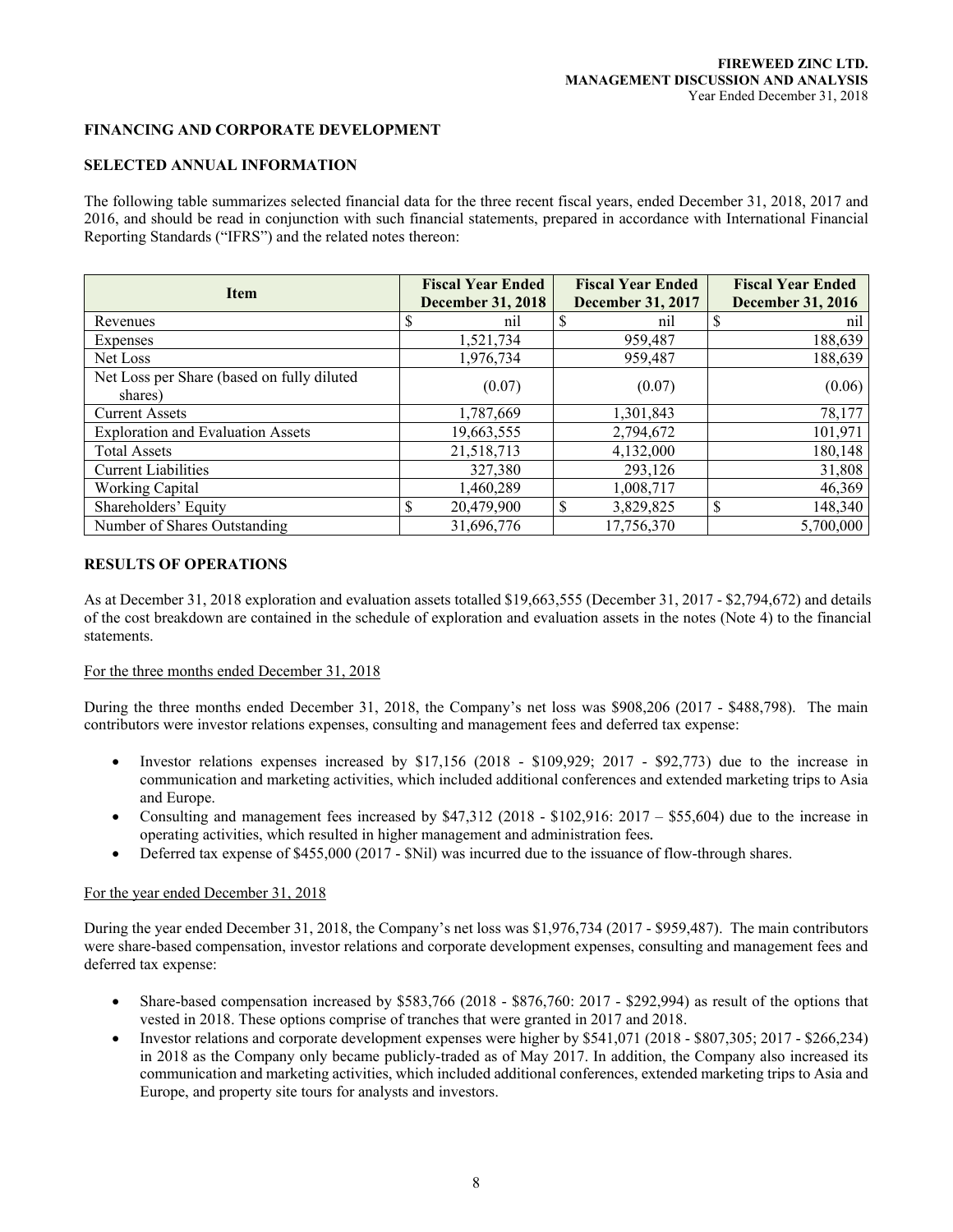## FINANCING AND CORPORATE DEVELOPMENT

### SELECTED ANNUAL INFORMATION

The following table summarizes selected financial data for the three recent fiscal years, ended December 31, 2018, 2017 and 2016, and should be read in conjunction with such financial statements, prepared in accordance with International Financial Reporting Standards ("IFRS") and the related notes thereon:

| Item | Fiscal Year Ended December 31, 2018 | Fiscal Year Ended December 31, 2017 | Fiscal Year Ended December 31, 2016 |
|---|---|---|---|
| Revenues | $ nil | $ nil | $ nil |
| Expenses | 1,521,734 | 959,487 | 188,639 |
| Net Loss | 1,976,734 | 959,487 | 188,639 |
| Net Loss per Share (based on fully diluted shares) | (0.07) | (0.07) | (0.06) |
| Current Assets | 1,787,669 | 1,301,843 | 78,177 |
| Exploration and Evaluation Assets | 19,663,555 | 2,794,672 | 101,971 |
| Total Assets | 21,518,713 | 4,132,000 | 180,148 |
| Current Liabilities | 327,380 | 293,126 | 31,808 |
| Working Capital | 1,460,289 | 1,008,717 | 46,369 |
| Shareholders' Equity | $ 20,479,900 | $ 3,829,825 | $ 148,340 |
| Number of Shares Outstanding | 31,696,776 | 17,756,370 | 5,700,000 |

### RESULTS OF OPERATIONS

As at December 31, 2018 exploration and evaluation assets totalled $19,663,555 (December 31, 2017 - $2,794,672) and details of the cost breakdown are contained in the schedule of exploration and evaluation assets in the notes (Note 4) to the financial statements.

For the three months ended December 31, 2018

During the three months ended December 31, 2018, the Company's net loss was $908,206 (2017 - $488,798). The main contributors were investor relations expenses, consulting and management fees and deferred tax expense:

- Investor relations expenses increased by $17,156 (2018 - $109,929; 2017 - $92,773) due to the increase in communication and marketing activities, which included additional conferences and extended marketing trips to Asia and Europe.
- Consulting and management fees increased by $47,312 (2018 - $102,916: 2017 – $55,604) due to the increase in operating activities, which resulted in higher management and administration fees.
- Deferred tax expense of $455,000 (2017 - $Nil) was incurred due to the issuance of flow-through shares.

For the year ended December 31, 2018

During the year ended December 31, 2018, the Company's net loss was $1,976,734 (2017 - $959,487). The main contributors were share-based compensation, investor relations and corporate development expenses, consulting and management fees and deferred tax expense:

- Share-based compensation increased by $583,766 (2018 - $876,760: 2017 - $292,994) as result of the options that vested in 2018. These options comprise of tranches that were granted in 2017 and 2018.
- Investor relations and corporate development expenses were higher by $541,071 (2018 - $807,305; 2017 - $266,234) in 2018 as the Company only became publicly-traded as of May 2017. In addition, the Company also increased its communication and marketing activities, which included additional conferences, extended marketing trips to Asia and Europe, and property site tours for analysts and investors.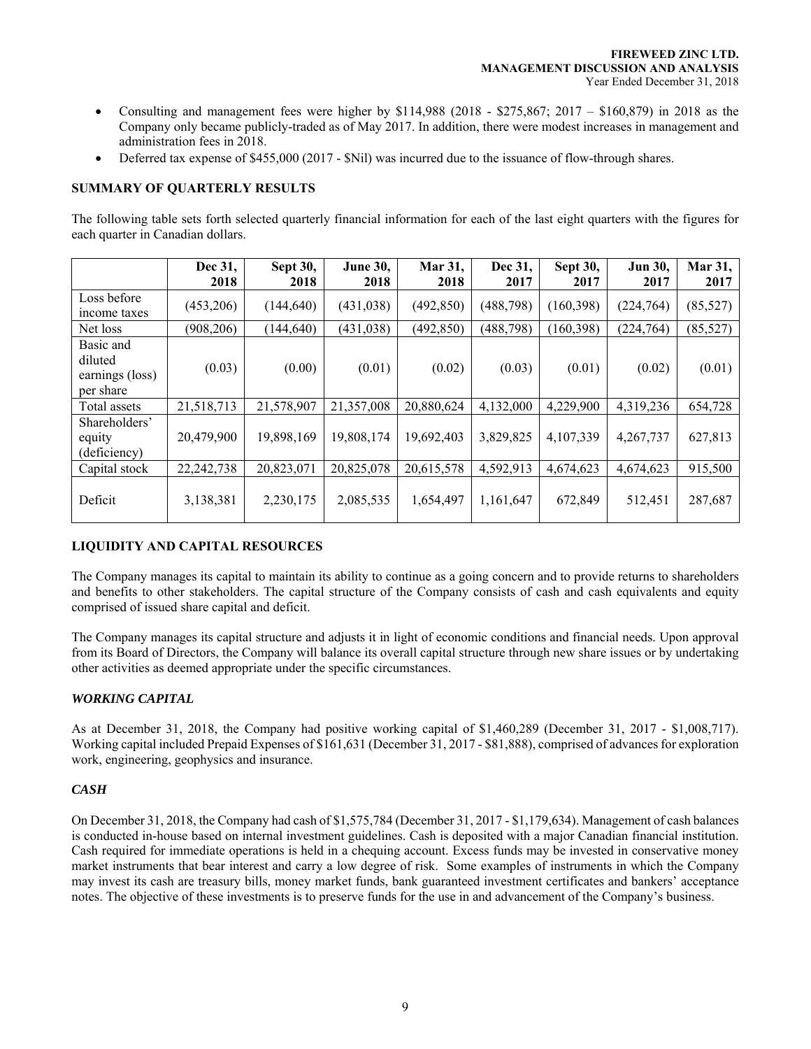- Consulting and management fees were higher by $114,988 (2018 - $275,867; 2017 – $160,879) in 2018 as the Company only became publicly-traded as of May 2017. In addition, there were modest increases in management and administration fees in 2018.
- Deferred tax expense of $455,000 (2017 - $Nil) was incurred due to the issuance of flow-through shares.

## SUMMARY OF QUARTERLY RESULTS

The following table sets forth selected quarterly financial information for each of the last eight quarters with the figures for each quarter in Canadian dollars.

| | Dec 31, 2018 | Sept 30, 2018 | June 30, 2018 | Mar 31, 2018 | Dec 31, 2017 | Sept 30, 2017 | Jun 30, 2017 | Mar 31, 2017 |
|---|---|---|---|---|---|---|---|---|
| Loss before income taxes | (453,206) | (144,640) | (431,038) | (492,850) | (488,798) | (160,398) | (224,764) | (85,527) |
| Net loss | (908,206) | (144,640) | (431,038) | (492,850) | (488,798) | (160,398) | (224,764) | (85,527) |
| Basic and diluted earnings (loss) per share | (0.03) | (0.00) | (0.01) | (0.02) | (0.03) | (0.01) | (0.02) | (0.01) |
| Total assets | 21,518,713 | 21,578,907 | 21,357,008 | 20,880,624 | 4,132,000 | 4,229,900 | 4,319,236 | 654,728 |
| Shareholders' equity (deficiency) | 20,479,900 | 19,898,169 | 19,808,174 | 19,692,403 | 3,829,825 | 4,107,339 | 4,267,737 | 627,813 |
| Capital stock | 22,242,738 | 20,823,071 | 20,825,078 | 20,615,578 | 4,592,913 | 4,674,623 | 4,674,623 | 915,500 |
| Deficit | 3,138,381 | 2,230,175 | 2,085,535 | 1,654,497 | 1,161,647 | 672,849 | 512,451 | 287,687 |

## LIQUIDITY AND CAPITAL RESOURCES

The Company manages its capital to maintain its ability to continue as a going concern and to provide returns to shareholders and benefits to other stakeholders. The capital structure of the Company consists of cash and cash equivalents and equity comprised of issued share capital and deficit.

The Company manages its capital structure and adjusts it in light of economic conditions and financial needs. Upon approval from its Board of Directors, the Company will balance its overall capital structure through new share issues or by undertaking other activities as deemed appropriate under the specific circumstances.

### *WORKING CAPITAL*

As at December 31, 2018, the Company had positive working capital of $1,460,289 (December 31, 2017 - $1,008,717). Working capital included Prepaid Expenses of $161,631 (December 31, 2017 - $81,888), comprised of advances for exploration work, engineering, geophysics and insurance.

### *CASH*

On December 31, 2018, the Company had cash of $1,575,784 (December 31, 2017 - $1,179,634). Management of cash balances is conducted in-house based on internal investment guidelines. Cash is deposited with a major Canadian financial institution. Cash required for immediate operations is held in a chequing account. Excess funds may be invested in conservative money market instruments that bear interest and carry a low degree of risk. Some examples of instruments in which the Company may invest its cash are treasury bills, money market funds, bank guaranteed investment certificates and bankers' acceptance notes. The objective of these investments is to preserve funds for the use in and advancement of the Company's business.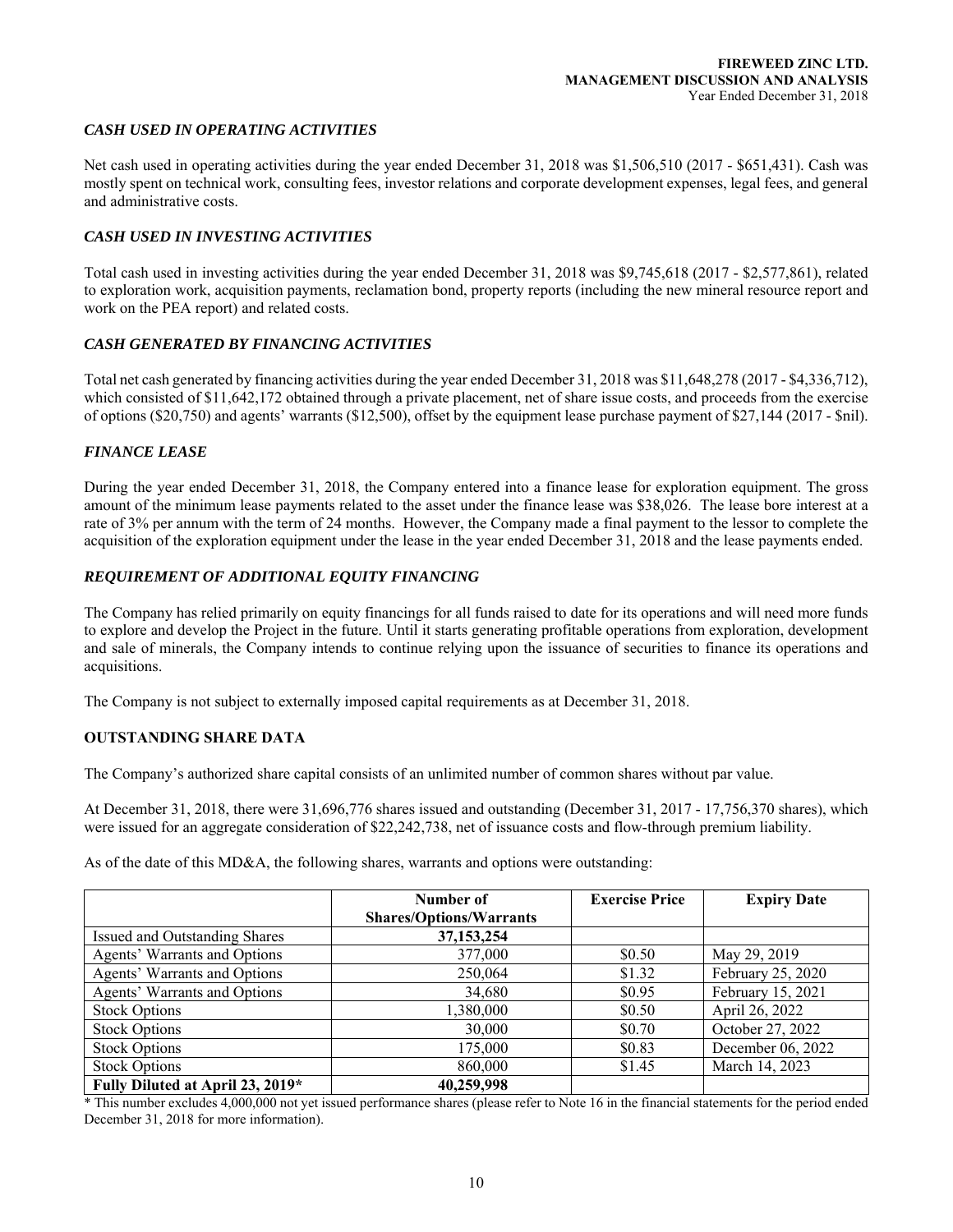### *CASH USED IN OPERATING ACTIVITIES*

Net cash used in operating activities during the year ended December 31, 2018 was $1,506,510 (2017 - $651,431). Cash was mostly spent on technical work, consulting fees, investor relations and corporate development expenses, legal fees, and general and administrative costs.

### *CASH USED IN INVESTING ACTIVITIES*

Total cash used in investing activities during the year ended December 31, 2018 was $9,745,618 (2017 - $2,577,861), related to exploration work, acquisition payments, reclamation bond, property reports (including the new mineral resource report and work on the PEA report) and related costs.

### *CASH GENERATED BY FINANCING ACTIVITIES*

Total net cash generated by financing activities during the year ended December 31, 2018 was $11,648,278 (2017 - $4,336,712), which consisted of $11,642,172 obtained through a private placement, net of share issue costs, and proceeds from the exercise of options ($20,750) and agents' warrants ($12,500), offset by the equipment lease purchase payment of $27,144 (2017 - $nil).

### *FINANCE LEASE*

During the year ended December 31, 2018, the Company entered into a finance lease for exploration equipment. The gross amount of the minimum lease payments related to the asset under the finance lease was $38,026. The lease bore interest at a rate of 3% per annum with the term of 24 months. However, the Company made a final payment to the lessor to complete the acquisition of the exploration equipment under the lease in the year ended December 31, 2018 and the lease payments ended.

### *REQUIREMENT OF ADDITIONAL EQUITY FINANCING*

The Company has relied primarily on equity financings for all funds raised to date for its operations and will need more funds to explore and develop the Project in the future. Until it starts generating profitable operations from exploration, development and sale of minerals, the Company intends to continue relying upon the issuance of securities to finance its operations and acquisitions.

The Company is not subject to externally imposed capital requirements as at December 31, 2018.

## OUTSTANDING SHARE DATA

The Company's authorized share capital consists of an unlimited number of common shares without par value.

At December 31, 2018, there were 31,696,776 shares issued and outstanding (December 31, 2017 - 17,756,370 shares), which were issued for an aggregate consideration of $22,242,738, net of issuance costs and flow-through premium liability.

As of the date of this MD&A, the following shares, warrants and options were outstanding:

| | Number of Shares/Options/Warrants | Exercise Price | Expiry Date |
|---|---|---|---|
| Issued and Outstanding Shares | **37,153,254** | | |
| Agents' Warrants and Options | 377,000 | $0.50 | May 29, 2019 |
| Agents' Warrants and Options | 250,064 | $1.32 | February 25, 2020 |
| Agents' Warrants and Options | 34,680 | $0.95 | February 15, 2021 |
| Stock Options | 1,380,000 | $0.50 | April 26, 2022 |
| Stock Options | 30,000 | $0.70 | October 27, 2022 |
| Stock Options | 175,000 | $0.83 | December 06, 2022 |
| Stock Options | 860,000 | $1.45 | March 14, 2023 |
| **Fully Diluted at April 23, 2019*** | **40,259,998** | | |

\* This number excludes 4,000,000 not yet issued performance shares (please refer to Note 16 in the financial statements for the period ended December 31, 2018 for more information).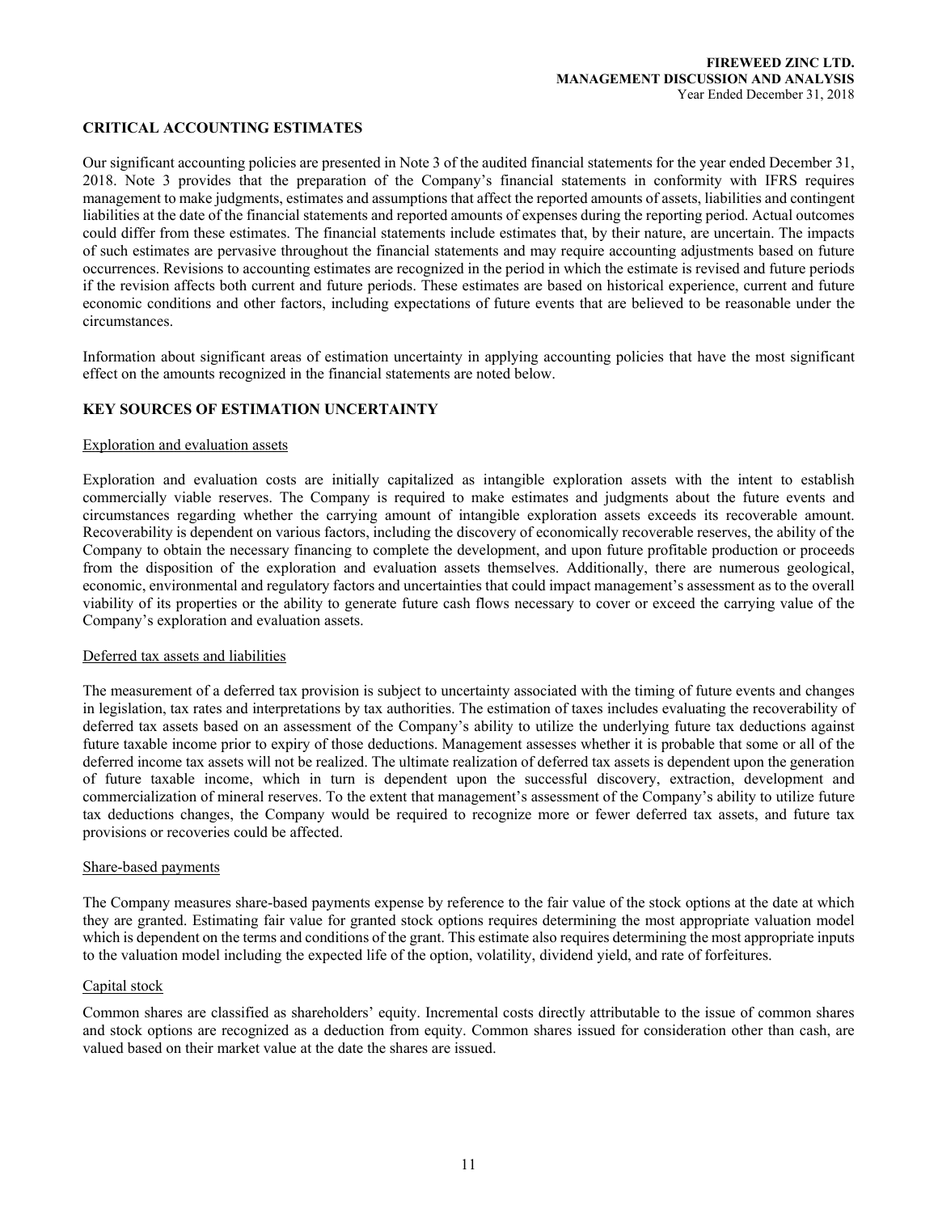## CRITICAL ACCOUNTING ESTIMATES

Our significant accounting policies are presented in Note 3 of the audited financial statements for the year ended December 31, 2018. Note 3 provides that the preparation of the Company's financial statements in conformity with IFRS requires management to make judgments, estimates and assumptions that affect the reported amounts of assets, liabilities and contingent liabilities at the date of the financial statements and reported amounts of expenses during the reporting period. Actual outcomes could differ from these estimates. The financial statements include estimates that, by their nature, are uncertain. The impacts of such estimates are pervasive throughout the financial statements and may require accounting adjustments based on future occurrences. Revisions to accounting estimates are recognized in the period in which the estimate is revised and future periods if the revision affects both current and future periods. These estimates are based on historical experience, current and future economic conditions and other factors, including expectations of future events that are believed to be reasonable under the circumstances.

Information about significant areas of estimation uncertainty in applying accounting policies that have the most significant effect on the amounts recognized in the financial statements are noted below.

## KEY SOURCES OF ESTIMATION UNCERTAINTY

### Exploration and evaluation assets

Exploration and evaluation costs are initially capitalized as intangible exploration assets with the intent to establish commercially viable reserves. The Company is required to make estimates and judgments about the future events and circumstances regarding whether the carrying amount of intangible exploration assets exceeds its recoverable amount. Recoverability is dependent on various factors, including the discovery of economically recoverable reserves, the ability of the Company to obtain the necessary financing to complete the development, and upon future profitable production or proceeds from the disposition of the exploration and evaluation assets themselves. Additionally, there are numerous geological, economic, environmental and regulatory factors and uncertainties that could impact management's assessment as to the overall viability of its properties or the ability to generate future cash flows necessary to cover or exceed the carrying value of the Company's exploration and evaluation assets.

### Deferred tax assets and liabilities

The measurement of a deferred tax provision is subject to uncertainty associated with the timing of future events and changes in legislation, tax rates and interpretations by tax authorities. The estimation of taxes includes evaluating the recoverability of deferred tax assets based on an assessment of the Company's ability to utilize the underlying future tax deductions against future taxable income prior to expiry of those deductions. Management assesses whether it is probable that some or all of the deferred income tax assets will not be realized. The ultimate realization of deferred tax assets is dependent upon the generation of future taxable income, which in turn is dependent upon the successful discovery, extraction, development and commercialization of mineral reserves. To the extent that management's assessment of the Company's ability to utilize future tax deductions changes, the Company would be required to recognize more or fewer deferred tax assets, and future tax provisions or recoveries could be affected.

### Share-based payments

The Company measures share-based payments expense by reference to the fair value of the stock options at the date at which they are granted. Estimating fair value for granted stock options requires determining the most appropriate valuation model which is dependent on the terms and conditions of the grant. This estimate also requires determining the most appropriate inputs to the valuation model including the expected life of the option, volatility, dividend yield, and rate of forfeitures.

### Capital stock

Common shares are classified as shareholders' equity. Incremental costs directly attributable to the issue of common shares and stock options are recognized as a deduction from equity. Common shares issued for consideration other than cash, are valued based on their market value at the date the shares are issued.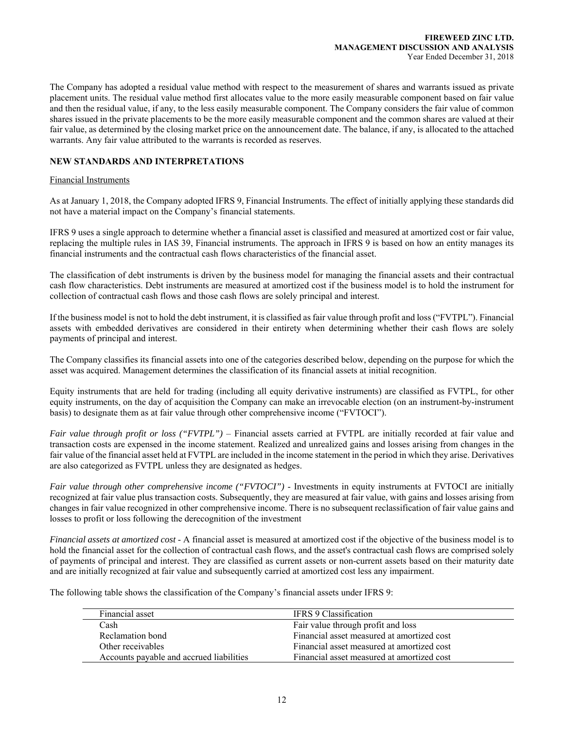The Company has adopted a residual value method with respect to the measurement of shares and warrants issued as private placement units. The residual value method first allocates value to the more easily measurable component based on fair value and then the residual value, if any, to the less easily measurable component. The Company considers the fair value of common shares issued in the private placements to be the more easily measurable component and the common shares are valued at their fair value, as determined by the closing market price on the announcement date. The balance, if any, is allocated to the attached warrants. Any fair value attributed to the warrants is recorded as reserves.

## NEW STANDARDS AND INTERPRETATIONS

### Financial Instruments

As at January 1, 2018, the Company adopted IFRS 9, Financial Instruments. The effect of initially applying these standards did not have a material impact on the Company's financial statements.

IFRS 9 uses a single approach to determine whether a financial asset is classified and measured at amortized cost or fair value, replacing the multiple rules in IAS 39, Financial instruments. The approach in IFRS 9 is based on how an entity manages its financial instruments and the contractual cash flows characteristics of the financial asset.

The classification of debt instruments is driven by the business model for managing the financial assets and their contractual cash flow characteristics. Debt instruments are measured at amortized cost if the business model is to hold the instrument for collection of contractual cash flows and those cash flows are solely principal and interest.

If the business model is not to hold the debt instrument, it is classified as fair value through profit and loss ("FVTPL"). Financial assets with embedded derivatives are considered in their entirety when determining whether their cash flows are solely payments of principal and interest.

The Company classifies its financial assets into one of the categories described below, depending on the purpose for which the asset was acquired. Management determines the classification of its financial assets at initial recognition.

Equity instruments that are held for trading (including all equity derivative instruments) are classified as FVTPL, for other equity instruments, on the day of acquisition the Company can make an irrevocable election (on an instrument-by-instrument basis) to designate them as at fair value through other comprehensive income ("FVTOCI").

*Fair value through profit or loss ("FVTPL")* – Financial assets carried at FVTPL are initially recorded at fair value and transaction costs are expensed in the income statement. Realized and unrealized gains and losses arising from changes in the fair value of the financial asset held at FVTPL are included in the income statement in the period in which they arise. Derivatives are also categorized as FVTPL unless they are designated as hedges.

*Fair value through other comprehensive income ("FVTOCI")* - Investments in equity instruments at FVTOCI are initially recognized at fair value plus transaction costs. Subsequently, they are measured at fair value, with gains and losses arising from changes in fair value recognized in other comprehensive income. There is no subsequent reclassification of fair value gains and losses to profit or loss following the derecognition of the investment

*Financial assets at amortized cost* - A financial asset is measured at amortized cost if the objective of the business model is to hold the financial asset for the collection of contractual cash flows, and the asset's contractual cash flows are comprised solely of payments of principal and interest. They are classified as current assets or non-current assets based on their maturity date and are initially recognized at fair value and subsequently carried at amortized cost less any impairment.

The following table shows the classification of the Company's financial assets under IFRS 9:

| Financial asset | IFRS 9 Classification |
|---|---|
| Cash | Fair value through profit and loss |
| Reclamation bond | Financial asset measured at amortized cost |
| Other receivables | Financial asset measured at amortized cost |
| Accounts payable and accrued liabilities | Financial asset measured at amortized cost |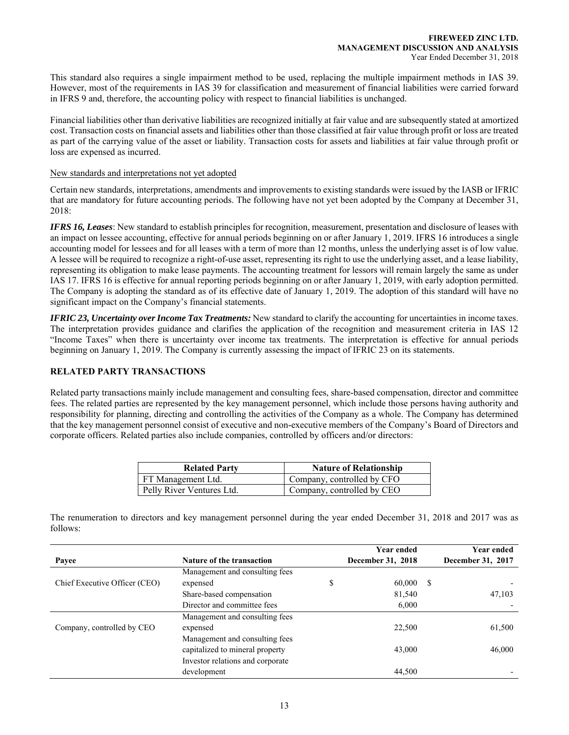This standard also requires a single impairment method to be used, replacing the multiple impairment methods in IAS 39. However, most of the requirements in IAS 39 for classification and measurement of financial liabilities were carried forward in IFRS 9 and, therefore, the accounting policy with respect to financial liabilities is unchanged.

Financial liabilities other than derivative liabilities are recognized initially at fair value and are subsequently stated at amortized cost. Transaction costs on financial assets and liabilities other than those classified at fair value through profit or loss are treated as part of the carrying value of the asset or liability. Transaction costs for assets and liabilities at fair value through profit or loss are expensed as incurred.

New standards and interpretations not yet adopted

Certain new standards, interpretations, amendments and improvements to existing standards were issued by the IASB or IFRIC that are mandatory for future accounting periods. The following have not yet been adopted by the Company at December 31, 2018:

***IFRS 16, Leases***: New standard to establish principles for recognition, measurement, presentation and disclosure of leases with an impact on lessee accounting, effective for annual periods beginning on or after January 1, 2019. IFRS 16 introduces a single accounting model for lessees and for all leases with a term of more than 12 months, unless the underlying asset is of low value. A lessee will be required to recognize a right-of-use asset, representing its right to use the underlying asset, and a lease liability, representing its obligation to make lease payments. The accounting treatment for lessors will remain largely the same as under IAS 17. IFRS 16 is effective for annual reporting periods beginning on or after January 1, 2019, with early adoption permitted. The Company is adopting the standard as of its effective date of January 1, 2019. The adoption of this standard will have no significant impact on the Company's financial statements.

***IFRIC 23, Uncertainty over Income Tax Treatments:*** New standard to clarify the accounting for uncertainties in income taxes. The interpretation provides guidance and clarifies the application of the recognition and measurement criteria in IAS 12 "Income Taxes" when there is uncertainty over income tax treatments. The interpretation is effective for annual periods beginning on January 1, 2019. The Company is currently assessing the impact of IFRIC 23 on its statements.

## RELATED PARTY TRANSACTIONS

Related party transactions mainly include management and consulting fees, share-based compensation, director and committee fees. The related parties are represented by the key management personnel, which include those persons having authority and responsibility for planning, directing and controlling the activities of the Company as a whole. The Company has determined that the key management personnel consist of executive and non-executive members of the Company's Board of Directors and corporate officers. Related parties also include companies, controlled by officers and/or directors:

| Related Party | Nature of Relationship |
|---|---|
| FT Management Ltd. | Company, controlled by CFO |
| Pelly River Ventures Ltd. | Company, controlled by CEO |

The renumeration to directors and key management personnel during the year ended December 31, 2018 and 2017 was as follows:

| Payee | Nature of the transaction | Year ended December 31, 2018 | Year ended December 31, 2017 |
|---|---|---|---|
| Chief Executive Officer (CEO) | Management and consulting fees expensed | $ 60,000 | $ - |
| | Share-based compensation | 81,540 | 47,103 |
| | Director and committee fees | 6,000 | - |
| Company, controlled by CEO | Management and consulting fees expensed | 22,500 | 61,500 |
| | Management and consulting fees capitalized to mineral property | 43,000 | 46,000 |
| | Investor relations and corporate development | 44,500 | - |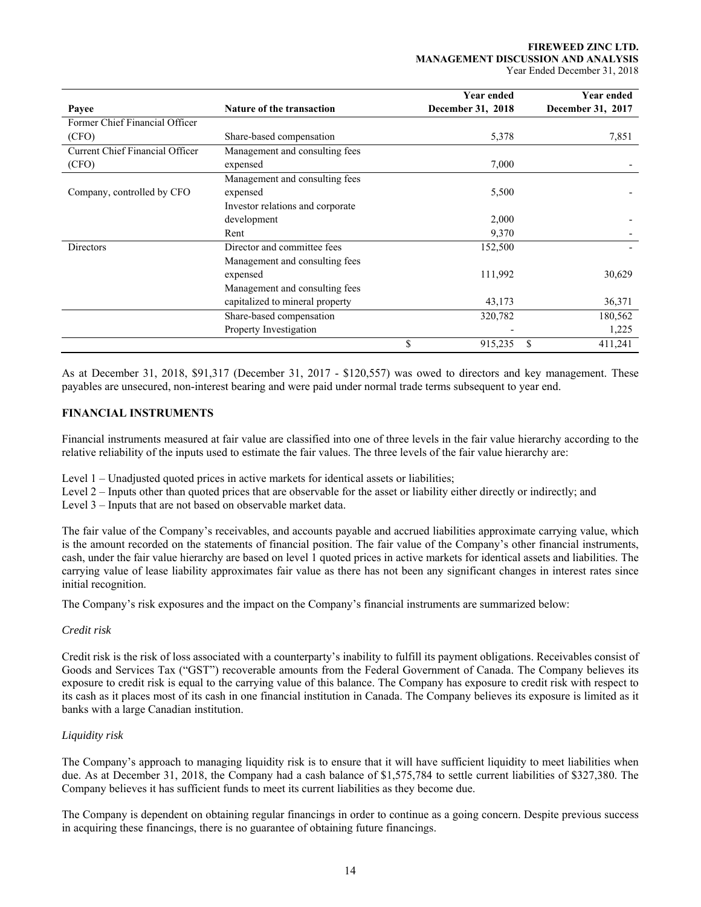| Payee | Nature of the transaction | Year ended December 31, 2018 | Year ended December 31, 2017 |
|---|---|---|---|
| Former Chief Financial Officer (CFO) | Share-based compensation | 5,378 | 7,851 |
| Current Chief Financial Officer (CFO) | Management and consulting fees expensed | 7,000 | - |
| Company, controlled by CFO | Management and consulting fees expensed | 5,500 | - |
| | Investor relations and corporate development | 2,000 | - |
| | Rent | 9,370 | - |
| Directors | Director and committee fees | 152,500 | - |
| | Management and consulting fees expensed | 111,992 | 30,629 |
| | Management and consulting fees capitalized to mineral property | 43,173 | 36,371 |
| | Share-based compensation | 320,782 | 180,562 |
| | Property Investigation | - | 1,225 |
| | | $ 915,235 | $ 411,241 |

As at December 31, 2018, $91,317 (December 31, 2017 - $120,557) was owed to directors and key management. These payables are unsecured, non-interest bearing and were paid under normal trade terms subsequent to year end.

## FINANCIAL INSTRUMENTS

Financial instruments measured at fair value are classified into one of three levels in the fair value hierarchy according to the relative reliability of the inputs used to estimate the fair values. The three levels of the fair value hierarchy are:

Level 1 – Unadjusted quoted prices in active markets for identical assets or liabilities;
Level 2 – Inputs other than quoted prices that are observable for the asset or liability either directly or indirectly; and
Level 3 – Inputs that are not based on observable market data.

The fair value of the Company's receivables, and accounts payable and accrued liabilities approximate carrying value, which is the amount recorded on the statements of financial position. The fair value of the Company's other financial instruments, cash, under the fair value hierarchy are based on level 1 quoted prices in active markets for identical assets and liabilities. The carrying value of lease liability approximates fair value as there has not been any significant changes in interest rates since initial recognition.

The Company's risk exposures and the impact on the Company's financial instruments are summarized below:

*Credit risk*

Credit risk is the risk of loss associated with a counterparty's inability to fulfill its payment obligations. Receivables consist of Goods and Services Tax ("GST") recoverable amounts from the Federal Government of Canada. The Company believes its exposure to credit risk is equal to the carrying value of this balance. The Company has exposure to credit risk with respect to its cash as it places most of its cash in one financial institution in Canada. The Company believes its exposure is limited as it banks with a large Canadian institution.

*Liquidity risk*

The Company's approach to managing liquidity risk is to ensure that it will have sufficient liquidity to meet liabilities when due. As at December 31, 2018, the Company had a cash balance of $1,575,784 to settle current liabilities of $327,380. The Company believes it has sufficient funds to meet its current liabilities as they become due.

The Company is dependent on obtaining regular financings in order to continue as a going concern. Despite previous success in acquiring these financings, there is no guarantee of obtaining future financings.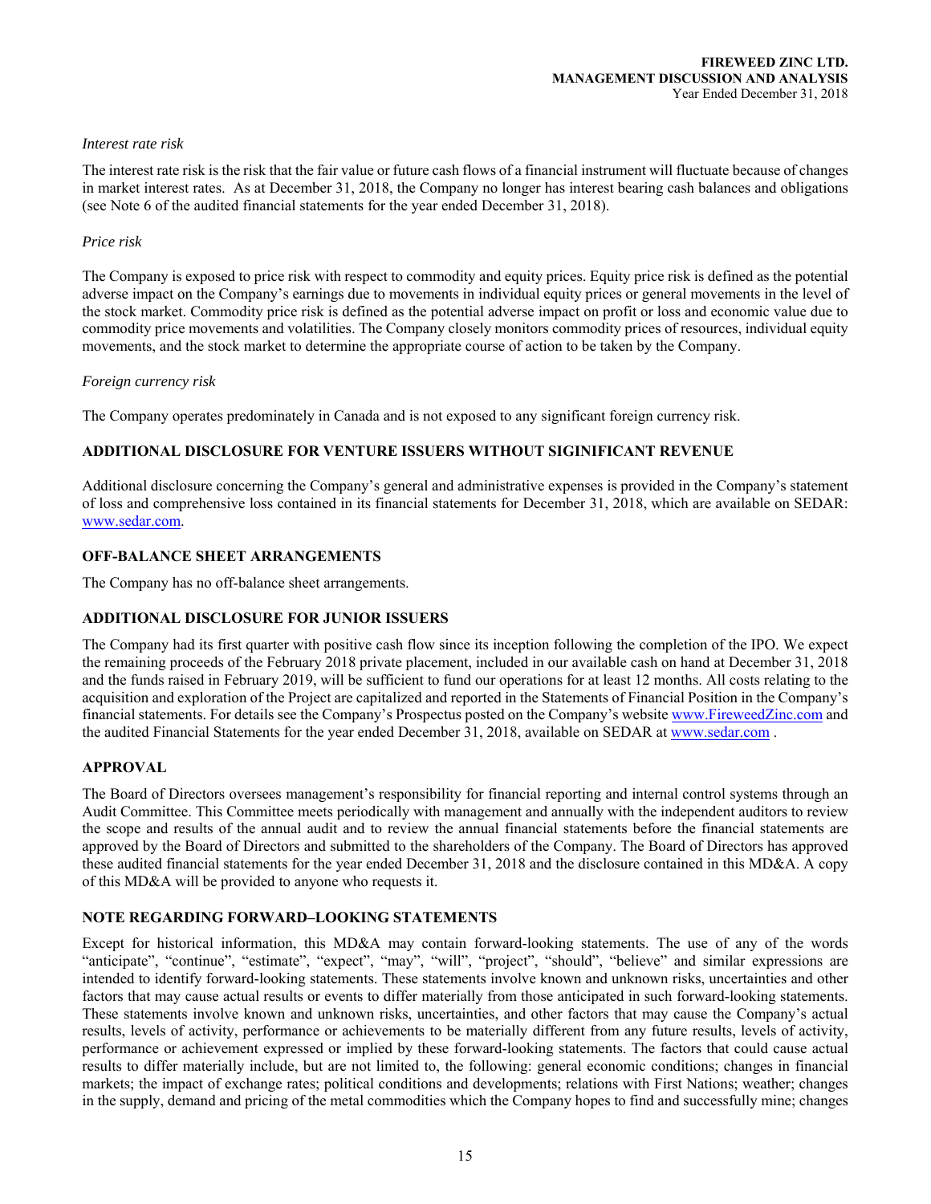*Interest rate risk*

The interest rate risk is the risk that the fair value or future cash flows of a financial instrument will fluctuate because of changes in market interest rates. As at December 31, 2018, the Company no longer has interest bearing cash balances and obligations (see Note 6 of the audited financial statements for the year ended December 31, 2018).

*Price risk*

The Company is exposed to price risk with respect to commodity and equity prices. Equity price risk is defined as the potential adverse impact on the Company's earnings due to movements in individual equity prices or general movements in the level of the stock market. Commodity price risk is defined as the potential adverse impact on profit or loss and economic value due to commodity price movements and volatilities. The Company closely monitors commodity prices of resources, individual equity movements, and the stock market to determine the appropriate course of action to be taken by the Company.

*Foreign currency risk*

The Company operates predominately in Canada and is not exposed to any significant foreign currency risk.

## ADDITIONAL DISCLOSURE FOR VENTURE ISSUERS WITHOUT SIGINIFICANT REVENUE

Additional disclosure concerning the Company's general and administrative expenses is provided in the Company's statement of loss and comprehensive loss contained in its financial statements for December 31, 2018, which are available on SEDAR: www.sedar.com.

## OFF-BALANCE SHEET ARRANGEMENTS

The Company has no off-balance sheet arrangements.

## ADDITIONAL DISCLOSURE FOR JUNIOR ISSUERS

The Company had its first quarter with positive cash flow since its inception following the completion of the IPO. We expect the remaining proceeds of the February 2018 private placement, included in our available cash on hand at December 31, 2018 and the funds raised in February 2019, will be sufficient to fund our operations for at least 12 months. All costs relating to the acquisition and exploration of the Project are capitalized and reported in the Statements of Financial Position in the Company's financial statements. For details see the Company's Prospectus posted on the Company's website www.FireweedZinc.com and the audited Financial Statements for the year ended December 31, 2018, available on SEDAR at www.sedar.com .

## APPROVAL

The Board of Directors oversees management's responsibility for financial reporting and internal control systems through an Audit Committee. This Committee meets periodically with management and annually with the independent auditors to review the scope and results of the annual audit and to review the annual financial statements before the financial statements are approved by the Board of Directors and submitted to the shareholders of the Company. The Board of Directors has approved these audited financial statements for the year ended December 31, 2018 and the disclosure contained in this MD&A. A copy of this MD&A will be provided to anyone who requests it.

## NOTE REGARDING FORWARD–LOOKING STATEMENTS

Except for historical information, this MD&A may contain forward-looking statements. The use of any of the words "anticipate", "continue", "estimate", "expect", "may", "will", "project", "should", "believe" and similar expressions are intended to identify forward-looking statements. These statements involve known and unknown risks, uncertainties and other factors that may cause actual results or events to differ materially from those anticipated in such forward-looking statements. These statements involve known and unknown risks, uncertainties, and other factors that may cause the Company's actual results, levels of activity, performance or achievements to be materially different from any future results, levels of activity, performance or achievement expressed or implied by these forward-looking statements. The factors that could cause actual results to differ materially include, but are not limited to, the following: general economic conditions; changes in financial markets; the impact of exchange rates; political conditions and developments; relations with First Nations; weather; changes in the supply, demand and pricing of the metal commodities which the Company hopes to find and successfully mine; changes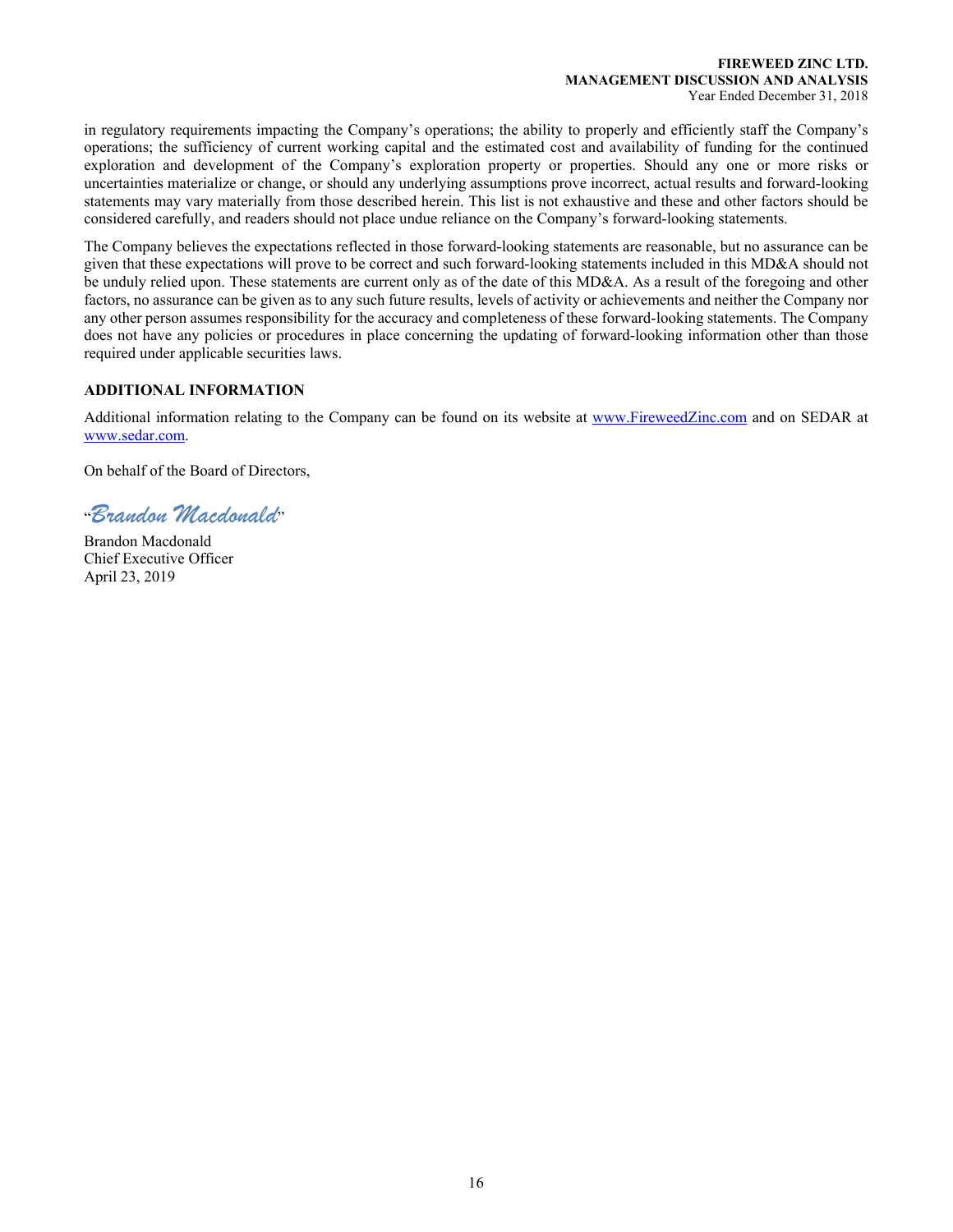in regulatory requirements impacting the Company's operations; the ability to properly and efficiently staff the Company's operations; the sufficiency of current working capital and the estimated cost and availability of funding for the continued exploration and development of the Company's exploration property or properties. Should any one or more risks or uncertainties materialize or change, or should any underlying assumptions prove incorrect, actual results and forward-looking statements may vary materially from those described herein. This list is not exhaustive and these and other factors should be considered carefully, and readers should not place undue reliance on the Company's forward-looking statements.

The Company believes the expectations reflected in those forward-looking statements are reasonable, but no assurance can be given that these expectations will prove to be correct and such forward-looking statements included in this MD&A should not be unduly relied upon. These statements are current only as of the date of this MD&A. As a result of the foregoing and other factors, no assurance can be given as to any such future results, levels of activity or achievements and neither the Company nor any other person assumes responsibility for the accuracy and completeness of these forward-looking statements. The Company does not have any policies or procedures in place concerning the updating of forward-looking information other than those required under applicable securities laws.

## ADDITIONAL INFORMATION

Additional information relating to the Company can be found on its website at www.FireweedZinc.com and on SEDAR at www.sedar.com.

On behalf of the Board of Directors,

"*Brandon Macdonald*"

Brandon Macdonald
Chief Executive Officer
April 23, 2019